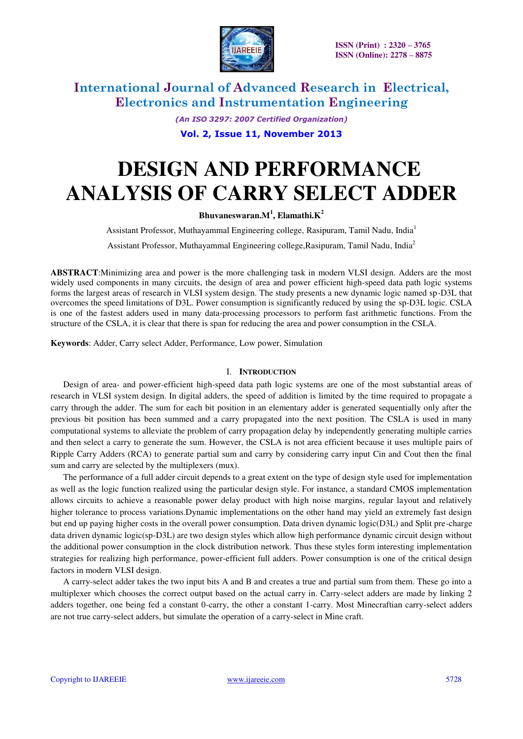# DESIGN AND PERFORMANCE ANALYSIS OF CARRY SELECT ADDER

**Bhuvaneswaran.M[1], Elamathi.K[2]**

Assistant Professor, Muthayammal Engineering college, Rasipuram, Tamil Nadu, India[1]

Assistant Professor, Muthayammal Engineering college,Rasipuram, Tamil Nadu, India[2]

**ABSTRACT**:Minimizing area and power is the more challenging task in modern VLSI design. Adders are the most widely used components in many circuits, the design of area and power efficient high-speed data path logic systems forms the largest areas of research in VLSI system design. The study presents a new dynamic logic named sp-D3L that overcomes the speed limitations of D3L. Power consumption is significantly reduced by using the sp-D3L logic. CSLA is one of the fastest adders used in many data-processing processors to perform fast arithmetic functions. From the structure of the CSLA, it is clear that there is span for reducing the area and power consumption in the CSLA.

**Keywords**: Adder, Carry select Adder, Performance, Low power, Simulation

## I. INTRODUCTION

Design of area- and power-efficient high-speed data path logic systems are one of the most substantial areas of research in VLSI system design. In digital adders, the speed of addition is limited by the time required to propagate a carry through the adder. The sum for each bit position in an elementary adder is generated sequentially only after the previous bit position has been summed and a carry propagated into the next position. The CSLA is used in many computational systems to alleviate the problem of carry propagation delay by independently generating multiple carries and then select a carry to generate the sum. However, the CSLA is not area efficient because it uses multiple pairs of Ripple Carry Adders (RCA) to generate partial sum and carry by considering carry input Cin and Cout then the final sum and carry are selected by the multiplexers (mux).

The performance of a full adder circuit depends to a great extent on the type of design style used for implementation as well as the logic function realized using the particular design style. For instance, a standard CMOS implementation allows circuits to achieve a reasonable power delay product with high noise margins, regular layout and relatively higher tolerance to process variations.Dynamic implementations on the other hand may yield an extremely fast design but end up paying higher costs in the overall power consumption. Data driven dynamic logic(D3L) and Split pre-charge data driven dynamic logic(sp-D3L) are two design styles which allow high performance dynamic circuit design without the additional power consumption in the clock distribution network. Thus these styles form interesting implementation strategies for realizing high performance, power-efficient full adders. Power consumption is one of the critical design factors in modern VLSI design.

A carry-select adder takes the two input bits A and B and creates a true and partial sum from them. These go into a multiplexer which chooses the correct output based on the actual carry in. Carry-select adders are made by linking 2 adders together, one being fed a constant 0-carry, the other a constant 1-carry. Most Minecraftian carry-select adders are not true carry-select adders, but simulate the operation of a carry-select in Mine craft.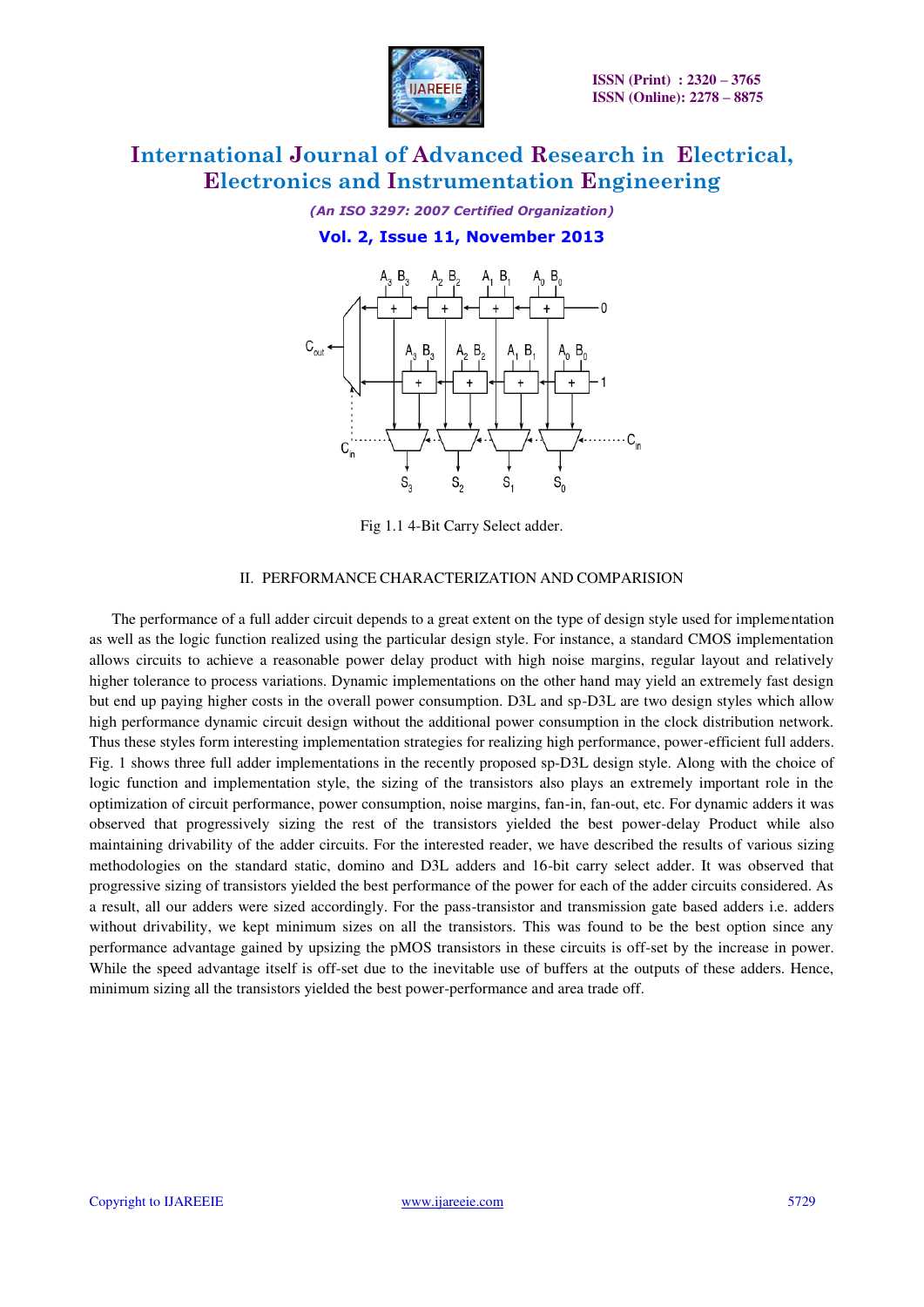Fig 1.1 4-Bit Carry Select adder.

## II. PERFORMANCE CHARACTERIZATION AND COMPARISION

The performance of a full adder circuit depends to a great extent on the type of design style used for implementation as well as the logic function realized using the particular design style. For instance, a standard CMOS implementation allows circuits to achieve a reasonable power delay product with high noise margins, regular layout and relatively higher tolerance to process variations. Dynamic implementations on the other hand may yield an extremely fast design but end up paying higher costs in the overall power consumption. D3L and sp-D3L are two design styles which allow high performance dynamic circuit design without the additional power consumption in the clock distribution network. Thus these styles form interesting implementation strategies for realizing high performance, power-efficient full adders. Fig. 1 shows three full adder implementations in the recently proposed sp-D3L design style. Along with the choice of logic function and implementation style, the sizing of the transistors also plays an extremely important role in the optimization of circuit performance, power consumption, noise margins, fan-in, fan-out, etc. For dynamic adders it was observed that progressively sizing the rest of the transistors yielded the best power-delay Product while also maintaining drivability of the adder circuits. For the interested reader, we have described the results of various sizing methodologies on the standard static, domino and D3L adders and 16-bit carry select adder. It was observed that progressive sizing of transistors yielded the best performance of the power for each of the adder circuits considered. As a result, all our adders were sized accordingly. For the pass-transistor and transmission gate based adders i.e. adders without drivability, we kept minimum sizes on all the transistors. This was found to be the best option since any performance advantage gained by upsizing the pMOS transistors in these circuits is off-set by the increase in power. While the speed advantage itself is off-set due to the inevitable use of buffers at the outputs of these adders. Hence, minimum sizing all the transistors yielded the best power-performance and area trade off.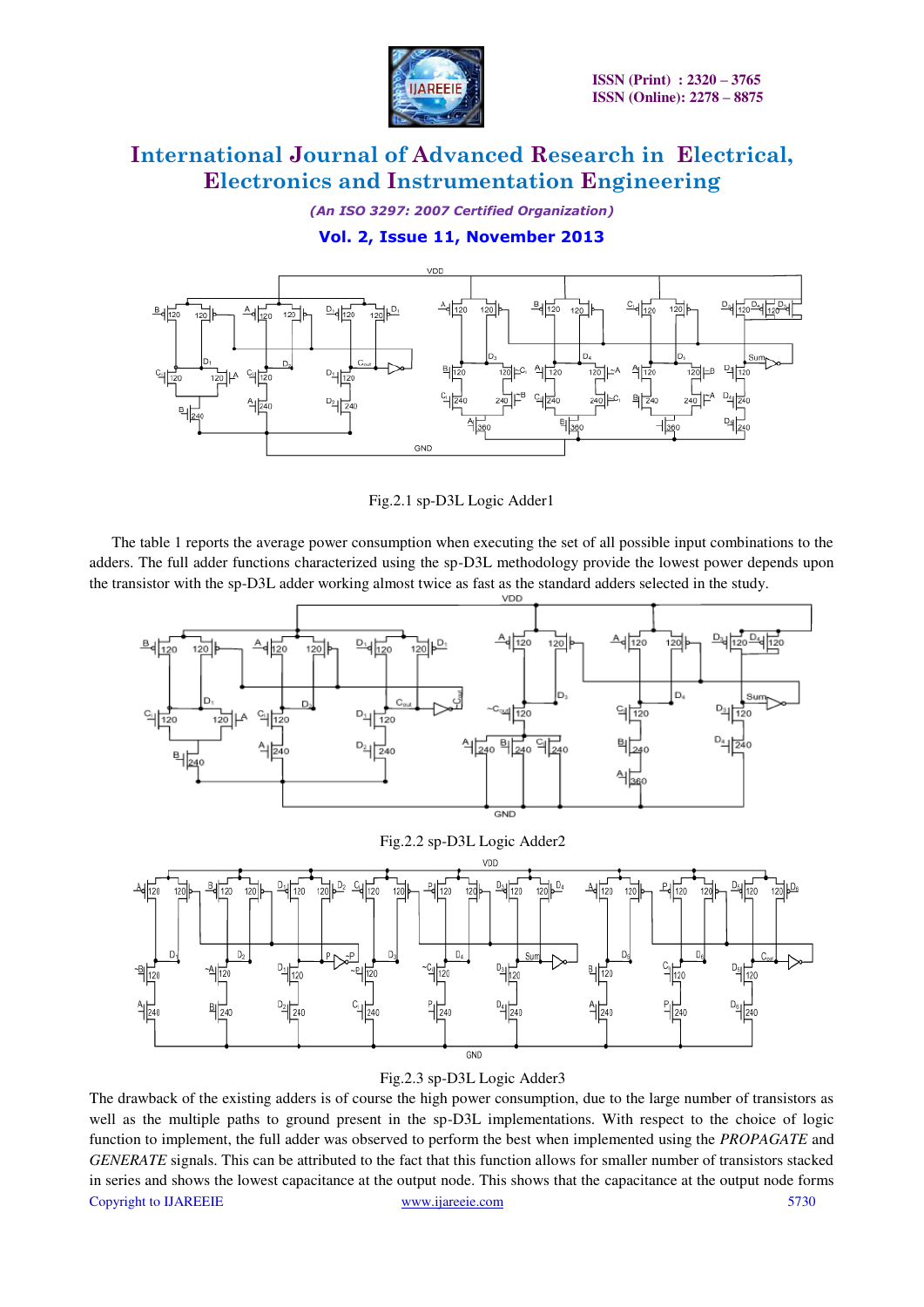Fig.2.1 sp-D3L Logic Adder1

The table 1 reports the average power consumption when executing the set of all possible input combinations to the adders. The full adder functions characterized using the sp-D3L methodology provide the lowest power depends upon the transistor with the sp-D3L adder working almost twice as fast as the standard adders selected in the study.

Fig.2.2 sp-D3L Logic Adder2

Fig.2.3 sp-D3L Logic Adder3

The drawback of the existing adders is of course the high power consumption, due to the large number of transistors as well as the multiple paths to ground present in the sp-D3L implementations. With respect to the choice of logic function to implement, the full adder was observed to perform the best when implemented using the *PROPAGATE* and *GENERATE* signals. This can be attributed to the fact that this function allows for smaller number of transistors stacked in series and shows the lowest capacitance at the output node. This shows that the capacitance at the output node forms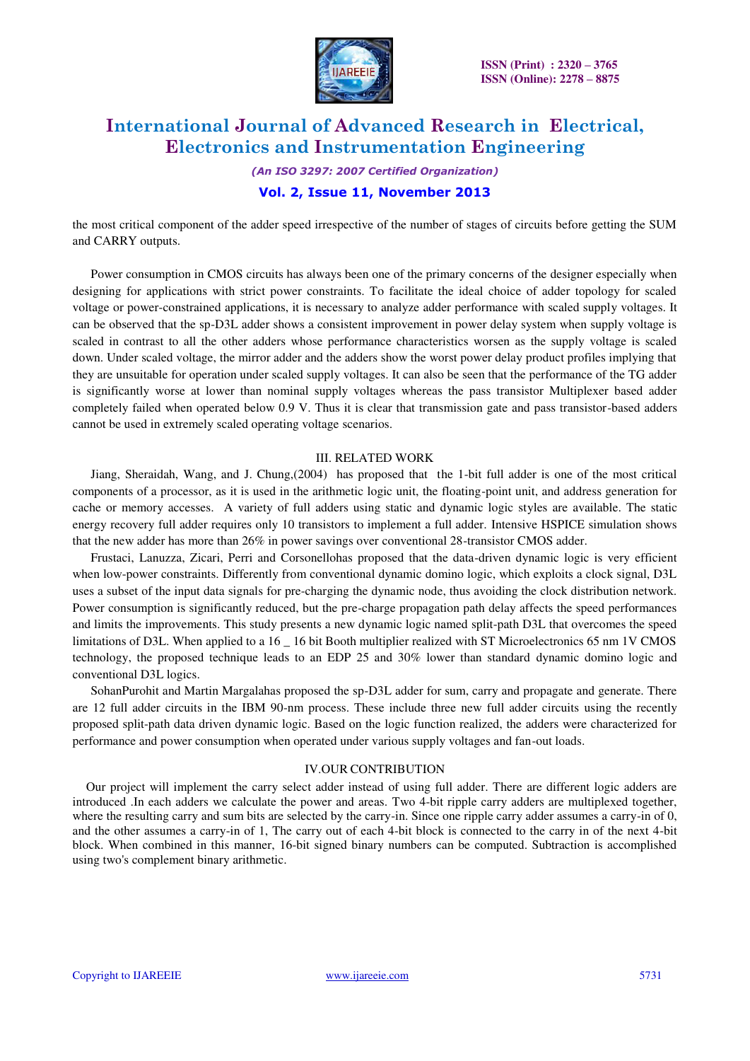the most critical component of the adder speed irrespective of the number of stages of circuits before getting the SUM and CARRY outputs.

Power consumption in CMOS circuits has always been one of the primary concerns of the designer especially when designing for applications with strict power constraints. To facilitate the ideal choice of adder topology for scaled voltage or power-constrained applications, it is necessary to analyze adder performance with scaled supply voltages. It can be observed that the sp-D3L adder shows a consistent improvement in power delay system when supply voltage is scaled in contrast to all the other adders whose performance characteristics worsen as the supply voltage is scaled down. Under scaled voltage, the mirror adder and the adders show the worst power delay product profiles implying that they are unsuitable for operation under scaled supply voltages. It can also be seen that the performance of the TG adder is significantly worse at lower than nominal supply voltages whereas the pass transistor Multiplexer based adder completely failed when operated below 0.9 V. Thus it is clear that transmission gate and pass transistor-based adders cannot be used in extremely scaled operating voltage scenarios.

## III. RELATED WORK

Jiang, Sheraidah, Wang, and J. Chung,(2004) has proposed that the 1-bit full adder is one of the most critical components of a processor, as it is used in the arithmetic logic unit, the floating-point unit, and address generation for cache or memory accesses. A variety of full adders using static and dynamic logic styles are available. The static energy recovery full adder requires only 10 transistors to implement a full adder. Intensive HSPICE simulation shows that the new adder has more than 26% in power savings over conventional 28-transistor CMOS adder.

Frustaci, Lanuzza, Zicari, Perri and Corsonellohas proposed that the data-driven dynamic logic is very efficient when low-power constraints. Differently from conventional dynamic domino logic, which exploits a clock signal, D3L uses a subset of the input data signals for pre-charging the dynamic node, thus avoiding the clock distribution network. Power consumption is significantly reduced, but the pre-charge propagation path delay affects the speed performances and limits the improvements. This study presents a new dynamic logic named split-path D3L that overcomes the speed limitations of D3L. When applied to a 16 _ 16 bit Booth multiplier realized with ST Microelectronics 65 nm 1V CMOS technology, the proposed technique leads to an EDP 25 and 30% lower than standard dynamic domino logic and conventional D3L logics.

SohanPurohit and Martin Margalahas proposed the sp-D3L adder for sum, carry and propagate and generate. There are 12 full adder circuits in the IBM 90-nm process. These include three new full adder circuits using the recently proposed split-path data driven dynamic logic. Based on the logic function realized, the adders were characterized for performance and power consumption when operated under various supply voltages and fan-out loads.

## IV.OUR CONTRIBUTION

Our project will implement the carry select adder instead of using full adder. There are different logic adders are introduced .In each adders we calculate the power and areas. Two 4-bit ripple carry adders are multiplexed together, where the resulting carry and sum bits are selected by the carry-in. Since one ripple carry adder assumes a carry-in of 0, and the other assumes a carry-in of 1, The carry out of each 4-bit block is connected to the carry in of the next 4-bit block. When combined in this manner, 16-bit signed binary numbers can be computed. Subtraction is accomplished using two's complement binary arithmetic.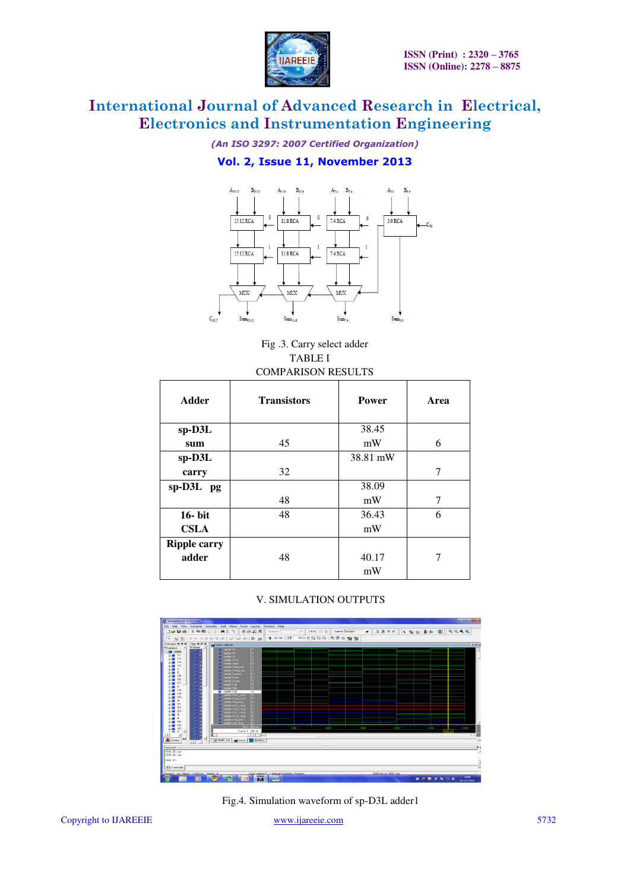Fig .3. Carry select adder

TABLE I
COMPARISON RESULTS

| Adder | Transistors | Power | Area |
|---|---|---|---|
| sp-D3L sum | 45 | 38.45 mW | 6 |
| sp-D3L carry | 32 | 38.81 mW | 7 |
| sp-D3L pg | 48 | 38.09 mW | 7 |
| 16- bit CSLA | 48 | 36.43 mW | 6 |
| Ripple carry adder | 48 | 40.17 mW | 7 |

## V. SIMULATION OUTPUTS

Fig.4. Simulation waveform of sp-D3L adder1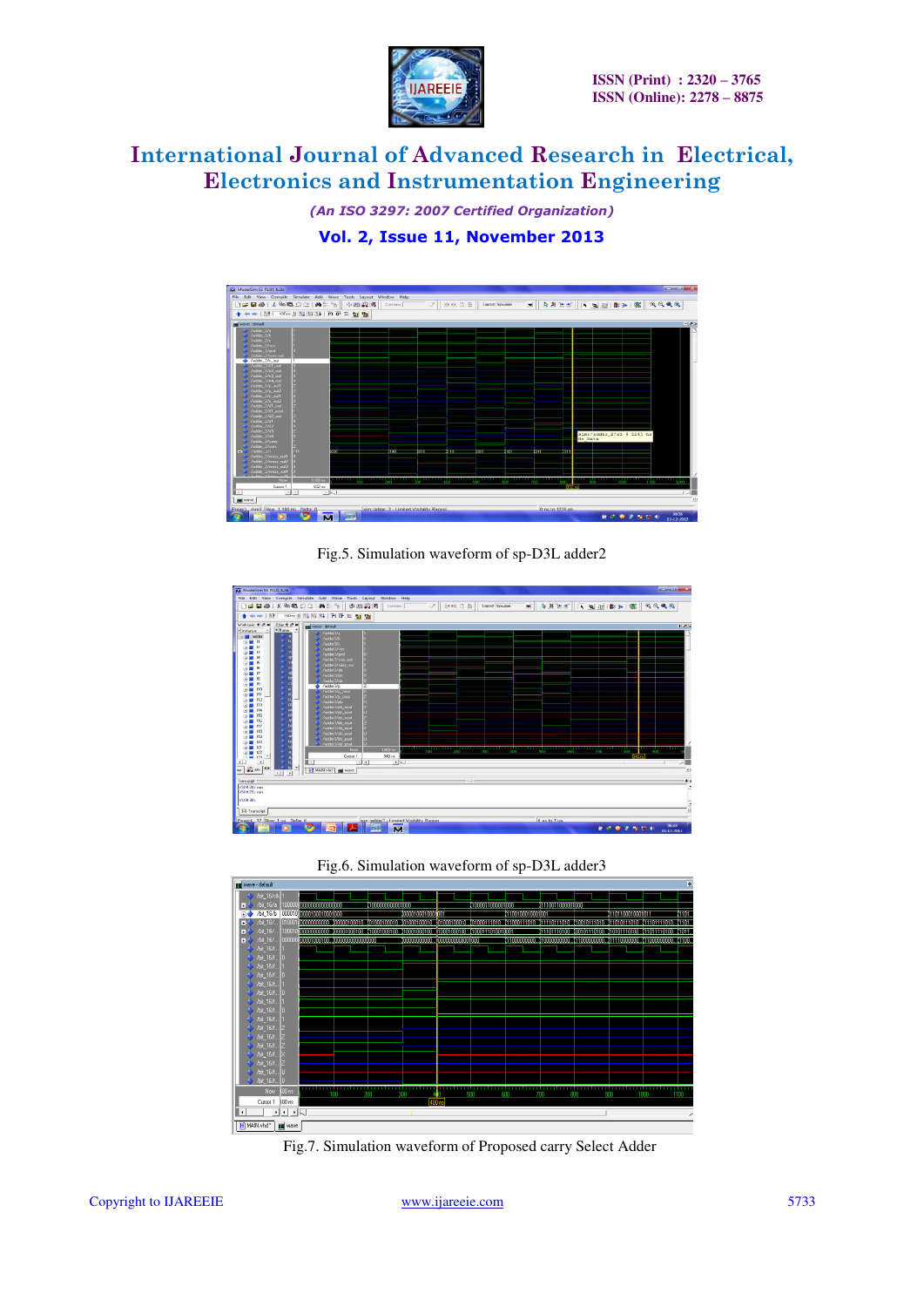Fig.5. Simulation waveform of sp-D3L adder2

Fig.6. Simulation waveform of sp-D3L adder3

Fig.7. Simulation waveform of Proposed carry Select Adder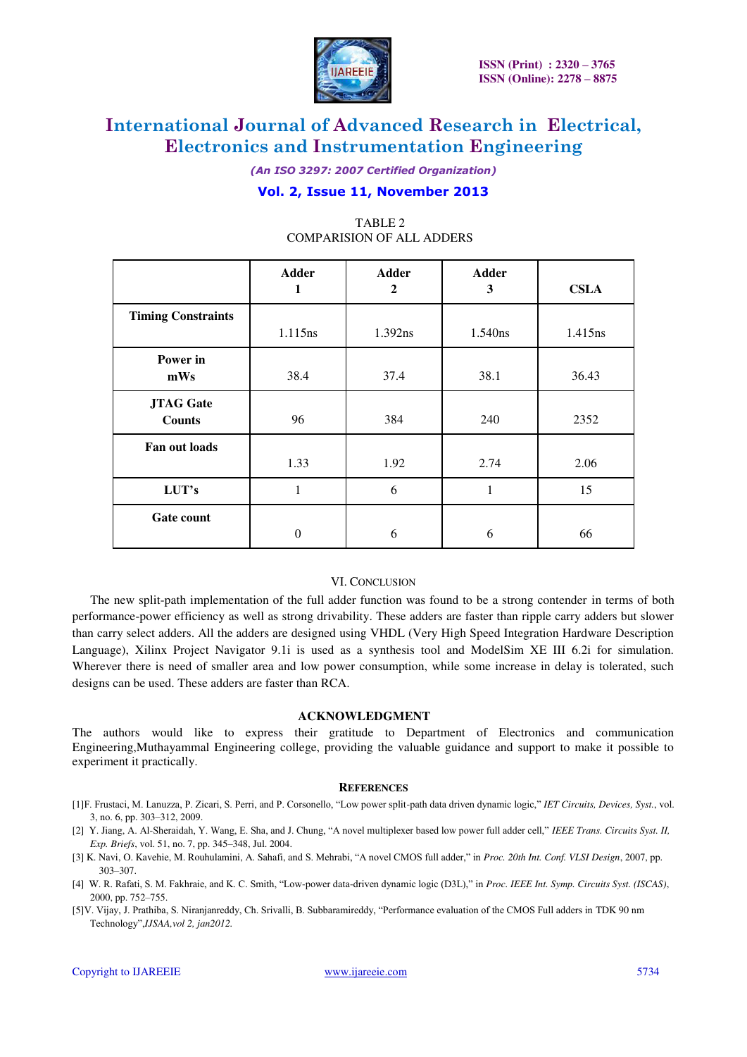TABLE 2
COMPARISION OF ALL ADDERS

| | Adder 1 | Adder 2 | Adder 3 | CSLA |
|---|---|---|---|---|
| **Timing Constraints** | 1.115ns | 1.392ns | 1.540ns | 1.415ns |
| **Power in mWs** | 38.4 | 37.4 | 38.1 | 36.43 |
| **JTAG Gate Counts** | 96 | 384 | 240 | 2352 |
| **Fan out loads** | 1.33 | 1.92 | 2.74 | 2.06 |
| **LUT's** | 1 | 6 | 1 | 15 |
| **Gate count** | 0 | 6 | 6 | 66 |

## VI. CONCLUSION

The new split-path implementation of the full adder function was found to be a strong contender in terms of both performance-power efficiency as well as strong drivability. These adders are faster than ripple carry adders but slower than carry select adders. All the adders are designed using VHDL (Very High Speed Integration Hardware Description Language), Xilinx Project Navigator 9.1i is used as a synthesis tool and ModelSim XE III 6.2i for simulation. Wherever there is need of smaller area and low power consumption, while some increase in delay is tolerated, such designs can be used. These adders are faster than RCA.

## ACKNOWLEDGMENT

The authors would like to express their gratitude to Department of Electronics and communication Engineering,Muthayammal Engineering college, providing the valuable guidance and support to make it possible to experiment it practically.

## REFERENCES

[1]F. Frustaci, M. Lanuzza, P. Zicari, S. Perri, and P. Corsonello, "Low power split-path data driven dynamic logic," *IET Circuits, Devices, Syst.*, vol. 3, no. 6, pp. 303–312, 2009.

[2] Y. Jiang, A. Al-Sheraidah, Y. Wang, E. Sha, and J. Chung, "A novel multiplexer based low power full adder cell," *IEEE Trans. Circuits Syst. II, Exp. Briefs*, vol. 51, no. 7, pp. 345–348, Jul. 2004.

[3] K. Navi, O. Kavehie, M. Rouhulamini, A. Sahafi, and S. Mehrabi, "A novel CMOS full adder," in *Proc. 20th Int. Conf. VLSI Design*, 2007, pp. 303–307.

[4] W. R. Rafati, S. M. Fakhraie, and K. C. Smith, "Low-power data-driven dynamic logic (D3L)," in *Proc. IEEE Int. Symp. Circuits Syst. (ISCAS)*, 2000, pp. 752–755.

[5]V. Vijay, J. Prathiba, S. Niranjanreddy, Ch. Srivalli, B. Subbaramireddy, "Performance evaluation of the CMOS Full adders in TDK 90 nm Technology",*IJSAA,vol 2, jan2012.*